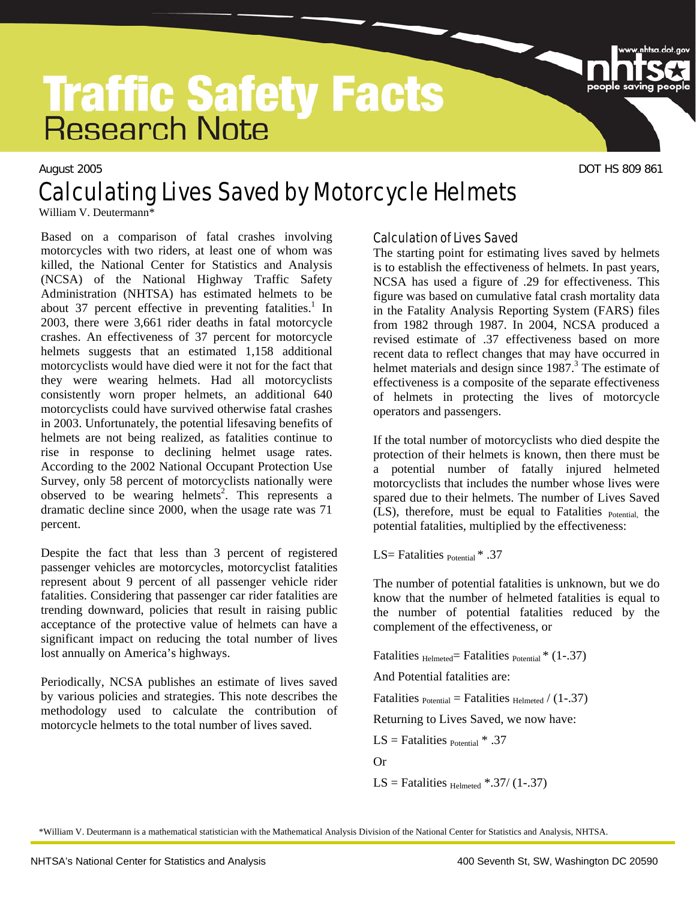# Traffic Safety Facts

## Research Note

August 2005 DOT HS 809 861

# Calculating Lives Saved by Motorcycle Helmets

William V. Deutermann*

Based on a comparison of fatal crashes involving motorcycles with two riders, at least one of whom was killed, the National Center for Statistics and Analysis (NCSA) of the National Highway Traffic Safety Administration (NHTSA) has estimated helmets to be about 37 percent effective in preventing fatalities.[1] In 2003, there were 3,661 rider deaths in fatal motorcycle crashes. An effectiveness of 37 percent for motorcycle helmets suggests that an estimated 1,158 additional motorcyclists would have died were it not for the fact that they were wearing helmets. Had all motorcyclists consistently worn proper helmets, an additional 640 motorcyclists could have survived otherwise fatal crashes in 2003. Unfortunately, the potential lifesaving benefits of helmets are not being realized, as fatalities continue to rise in response to declining helmet usage rates. According to the 2002 National Occupant Protection Use Survey, only 58 percent of motorcyclists nationally were observed to be wearing helmets[2]. This represents a dramatic decline since 2000, when the usage rate was 71 percent.

Despite the fact that less than 3 percent of registered passenger vehicles are motorcycles, motorcyclist fatalities represent about 9 percent of all passenger vehicle rider fatalities. Considering that passenger car rider fatalities are trending downward, policies that result in raising public acceptance of the protective value of helmets can have a significant impact on reducing the total number of lives lost annually on America's highways.

Periodically, NCSA publishes an estimate of lives saved by various policies and strategies. This note describes the methodology used to calculate the contribution of motorcycle helmets to the total number of lives saved.

## Calculation of Lives Saved

The starting point for estimating lives saved by helmets is to establish the effectiveness of helmets. In past years, NCSA has used a figure of .29 for effectiveness. This figure was based on cumulative fatal crash mortality data in the Fatality Analysis Reporting System (FARS) files from 1982 through 1987. In 2004, NCSA produced a revised estimate of .37 effectiveness based on more recent data to reflect changes that may have occurred in helmet materials and design since 1987.[3] The estimate of effectiveness is a composite of the separate effectiveness of helmets in protecting the lives of motorcycle operators and passengers.

If the total number of motorcyclists who died despite the protection of their helmets is known, then there must be a potential number of fatally injured helmeted motorcyclists that includes the number whose lives were spared due to their helmets. The number of Lives Saved (LS), therefore, must be equal to $\text{Fatalities}_{\text{Potential}}$, the potential fatalities, multiplied by the effectiveness:

$$LS = \text{Fatalities}_{\text{Potential}} * .37$$

The number of potential fatalities is unknown, but we do know that the number of helmeted fatalities is equal to the number of potential fatalities reduced by the complement of the effectiveness, or

$$\text{Fatalities}_{\text{Helmeted}} = \text{Fatalities}_{\text{Potential}} * (1-.37)$$

And Potential fatalities are:

$$\text{Fatalities}_{\text{Potential}} = \text{Fatalities}_{\text{Helmeted}} / (1-.37)$$

Returning to Lives Saved, we now have:

$$LS = \text{Fatalities}_{\text{Potential}} * .37$$

Or

$$LS = \text{Fatalities}_{\text{Helmeted}} * .37 / (1-.37)$$

*William V. Deutermann is a mathematical statistician with the Mathematical Analysis Division of the National Center for Statistics and Analysis, NHTSA.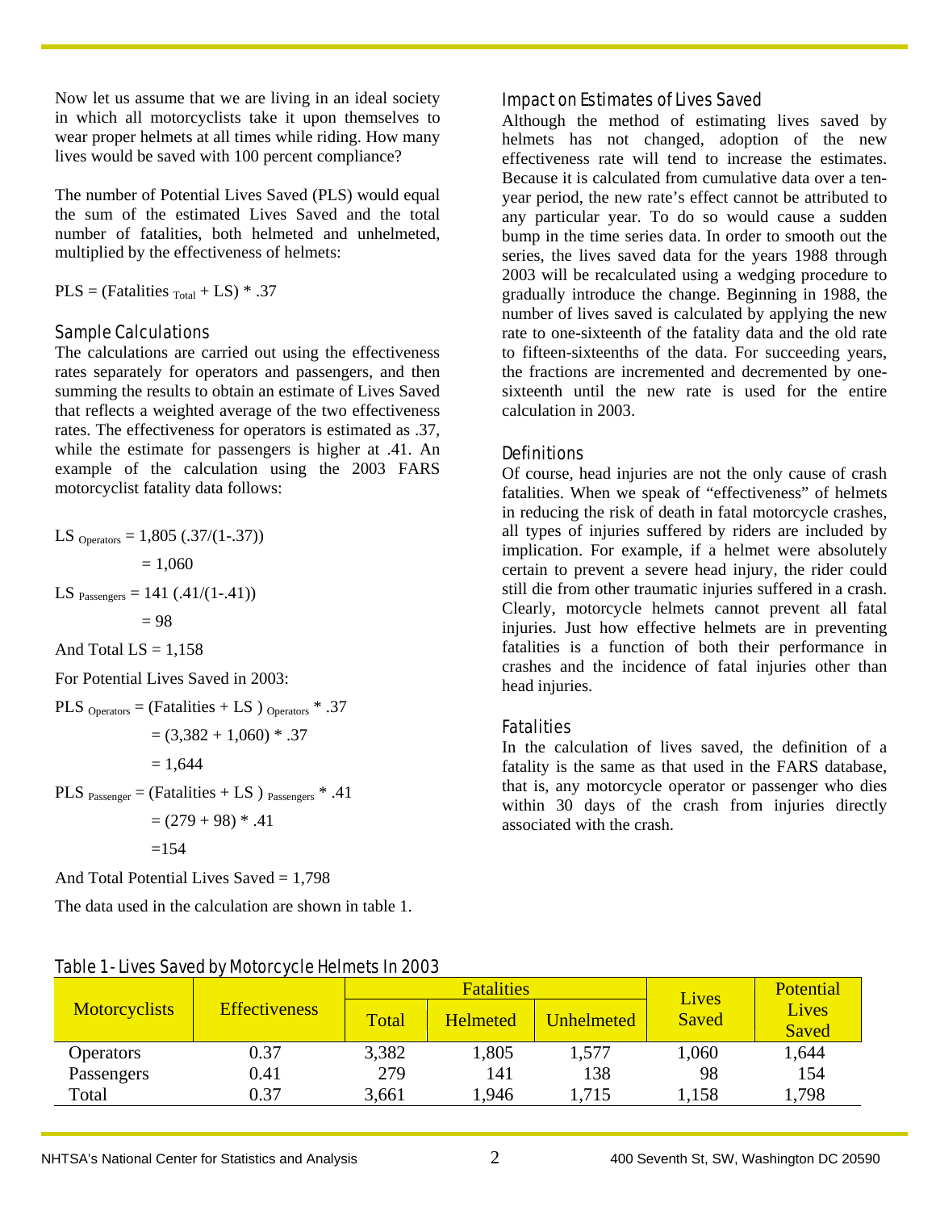Now let us assume that we are living in an ideal society in which all motorcyclists take it upon themselves to wear proper helmets at all times while riding. How many lives would be saved with 100 percent compliance?

The number of Potential Lives Saved (PLS) would equal the sum of the estimated Lives Saved and the total number of fatalities, both helmeted and unhelmeted, multiplied by the effectiveness of helmets:

$$PLS = (Fatalities_{Total} + LS) * .37$$

### Sample Calculations

The calculations are carried out using the effectiveness rates separately for operators and passengers, and then summing the results to obtain an estimate of Lives Saved that reflects a weighted average of the two effectiveness rates. The effectiveness for operators is estimated as .37, while the estimate for passengers is higher at .41. An example of the calculation using the 2003 FARS motorcyclist fatality data follows:

$$LS_{Operators} = 1{,}805\ (.37/(1-.37))$$
$$= 1{,}060$$

$$LS_{Passengers} = 141\ (.41/(1-.41))$$
$$= 98$$

And Total LS = 1,158

For Potential Lives Saved in 2003:

$$PLS_{Operators} = (Fatalities + LS)_{Operators} * .37$$
$$= (3{,}382 + 1{,}060) * .37$$
$$= 1{,}644$$

$$PLS_{Passenger} = (Fatalities + LS)_{Passengers} * .41$$
$$= (279 + 98) * .41$$
$$= 154$$

And Total Potential Lives Saved = 1,798

The data used in the calculation are shown in table 1.

### Impact on Estimates of Lives Saved

Although the method of estimating lives saved by helmets has not changed, adoption of the new effectiveness rate will tend to increase the estimates. Because it is calculated from cumulative data over a ten-year period, the new rate's effect cannot be attributed to any particular year. To do so would cause a sudden bump in the time series data. In order to smooth out the series, the lives saved data for the years 1988 through 2003 will be recalculated using a wedging procedure to gradually introduce the change. Beginning in 1988, the number of lives saved is calculated by applying the new rate to one-sixteenth of the fatality data and the old rate to fifteen-sixteenths of the data. For succeeding years, the fractions are incremented and decremented by one-sixteenth until the new rate is used for the entire calculation in 2003.

### Definitions

Of course, head injuries are not the only cause of crash fatalities. When we speak of "effectiveness" of helmets in reducing the risk of death in fatal motorcycle crashes, all types of injuries suffered by riders are included by implication. For example, if a helmet were absolutely certain to prevent a severe head injury, the rider could still die from other traumatic injuries suffered in a crash. Clearly, motorcycle helmets cannot prevent all fatal injuries. Just how effective helmets are in preventing fatalities is a function of both their performance in crashes and the incidence of fatal injuries other than head injuries.

### Fatalities

In the calculation of lives saved, the definition of a fatality is the same as that used in the FARS database, that is, any motorcycle operator or passenger who dies within 30 days of the crash from injuries directly associated with the crash.

Table 1 - Lives Saved by Motorcycle Helmets In 2003

| Motorcyclists | Effectiveness | Fatalities | | | Lives Saved | Potential Lives Saved |
|---|---|---|---|---|---|---|
| | | Total | Helmeted | Unhelmeted | | |
| Operators | 0.37 | 3,382 | 1,805 | 1,577 | 1,060 | 1,644 |
| Passengers | 0.41 | 279 | 141 | 138 | 98 | 154 |
| Total | 0.37 | 3,661 | 1,946 | 1,715 | 1,158 | 1,798 |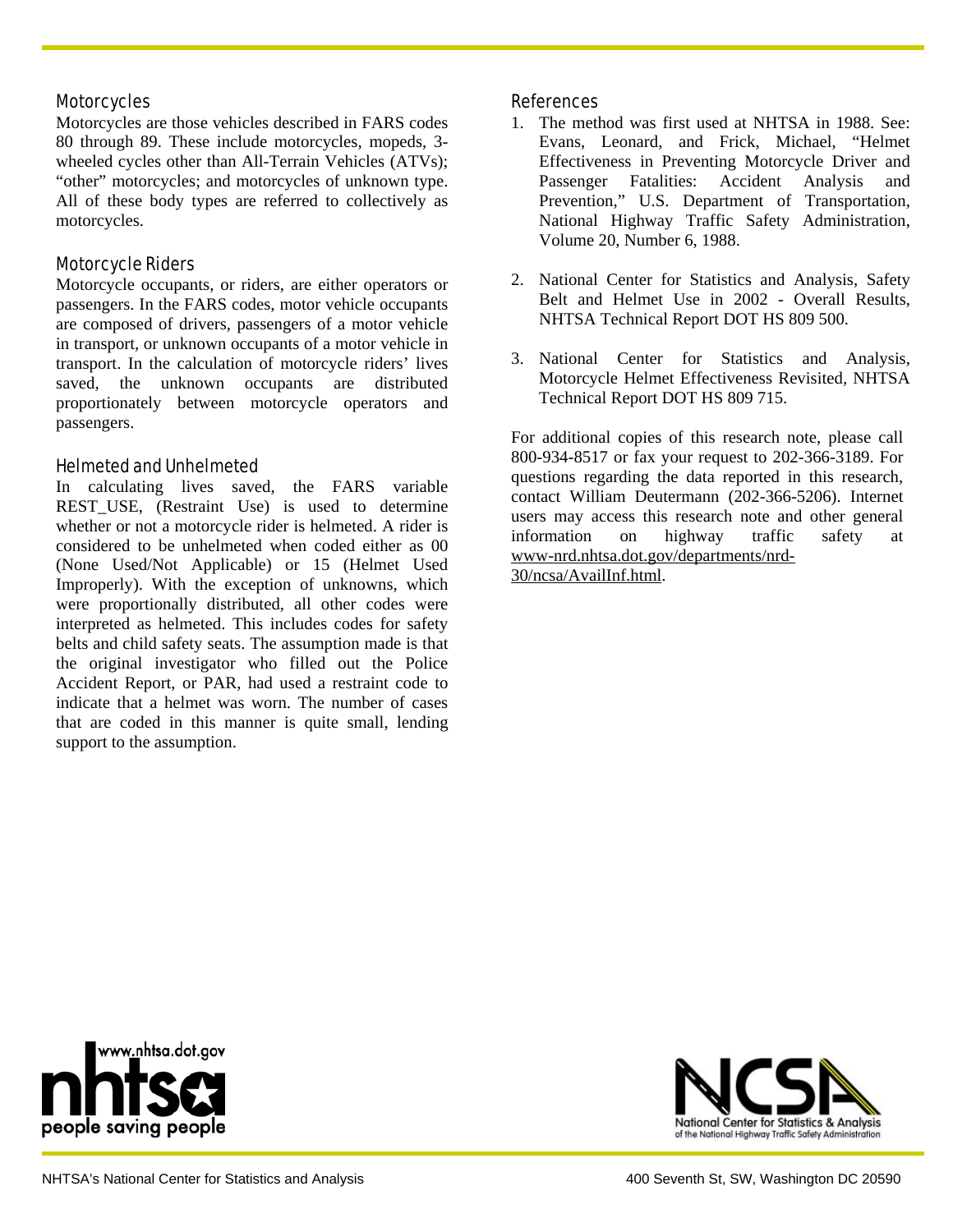### Motorcycles

Motorcycles are those vehicles described in FARS codes 80 through 89. These include motorcycles, mopeds, 3-wheeled cycles other than All-Terrain Vehicles (ATVs); "other" motorcycles; and motorcycles of unknown type. All of these body types are referred to collectively as motorcycles.

### Motorcycle Riders

Motorcycle occupants, or riders, are either operators or passengers. In the FARS codes, motor vehicle occupants are composed of drivers, passengers of a motor vehicle in transport, or unknown occupants of a motor vehicle in transport. In the calculation of motorcycle riders' lives saved, the unknown occupants are distributed proportionately between motorcycle operators and passengers.

### Helmeted and Unhelmeted

In calculating lives saved, the FARS variable REST_USE, (Restraint Use) is used to determine whether or not a motorcycle rider is helmeted. A rider is considered to be unhelmeted when coded either as 00 (None Used/Not Applicable) or 15 (Helmet Used Improperly). With the exception of unknowns, which were proportionally distributed, all other codes were interpreted as helmeted. This includes codes for safety belts and child safety seats. The assumption made is that the original investigator who filled out the Police Accident Report, or PAR, had used a restraint code to indicate that a helmet was worn. The number of cases that are coded in this manner is quite small, lending support to the assumption.

### References

1. The method was first used at NHTSA in 1988. See: Evans, Leonard, and Frick, Michael, "Helmet Effectiveness in Preventing Motorcycle Driver and Passenger Fatalities: Accident Analysis and Prevention," U.S. Department of Transportation, National Highway Traffic Safety Administration, Volume 20, Number 6, 1988.

2. National Center for Statistics and Analysis, Safety Belt and Helmet Use in 2002 - Overall Results, NHTSA Technical Report DOT HS 809 500.

3. National Center for Statistics and Analysis, Motorcycle Helmet Effectiveness Revisited, NHTSA Technical Report DOT HS 809 715.

For additional copies of this research note, please call 800-934-8517 or fax your request to 202-366-3189. For questions regarding the data reported in this research, contact William Deutermann (202-366-5206). Internet users may access this research note and other general information on highway traffic safety at www-nrd.nhtsa.dot.gov/departments/nrd-30/ncsa/AvailInf.html.

www.nhtsa.dot.gov
nhtsa
people saving people

NCSA
National Center for Statistics & Analysis
of the National Highway Traffic Safety Administration

NHTSA's National Center for Statistics and Analysis — 400 Seventh St, SW, Washington DC 20590